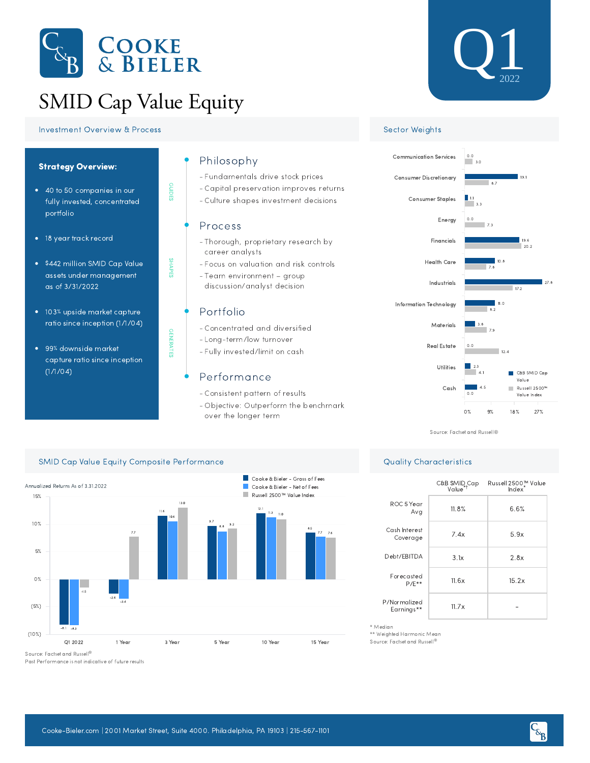# Cooke & Bieler

# SMID Cap Value Equity

**Q1 2022**

## Investment Overview & Process

**Strategy Overview:**

- 40 to 50 companies in our fully invested, concentrated portfolio
- 18 year track record
- $442 million SMID Cap Value assets under management as of 3/31/2022
- 103% upside market capture ratio since inception (1/1/04)
- 99% downside market capture ratio since inception (1/1/04)

### Philosophy

GUIDES

- Fundamentals drive stock prices
- Capital preservation improves returns
- Culture shapes investment decisions

### Process

SHAPES

- Thorough, proprietary research by career analysts
- Focus on valuation and risk controls
- Team environment – group discussion/analyst decision

### Portfolio

GENERATES

- Concentrated and diversified
- Long-term/low turnover
- Fully invested/limit on cash

### Performance

- Consistent pattern of results
- Objective: Outperform the benchmark over the longer term

## Sector Weights

| Sector | C&B SMID Cap Value | Russell 2500™ Value Index |
|---|---|---|
| Communication Services | 0.0 | 3.0 |
| Consumer Discretionary | 19.1 | 8.7 |
| Consumer Staples | 1.1 | 3.3 |
| Energy | 0.0 | 7.3 |
| Financials | 19.6 | 20.2 |
| Health Care | 10.8 | 7.8 |
| Industrials | 27.8 | 17.2 |
| Information Technology | 11.0 | 8.2 |
| Materials | 3.6 | 7.9 |
| Real Estate | 0.0 | 12.4 |
| Utilities | 2.3 | 4.1 |
| Cash | 4.5 | 0.0 |

Source: Factset and Russell®

## SMID Cap Value Equity Composite Performance

Annualized Returns As of 3.31.2022

| | Q1 2022 | 1 Year | 3 Year | 5 Year | 10 Year | 15 Year |
|---|---|---|---|---|---|---|
| Cooke & Bieler - Gross of Fees | -8.1 | -2.6 | 11.6 | 9.7 | 12.1 | 8.5 |
| Cooke & Bieler - Net of Fees | -8.3 | -3.4 | 10.6 | 8.8 | 11.3 | 7.7 |
| Russell 2500™ Value Index | -1.5 | 7.7 | 13.0 | 9.2 | 11.0 | 7.6 |

Source: Factset and Russell®

Past Performance is not indicative of future results

## Quality Characteristics

| | C&B SMID Cap Value*† | Russell 2500™ Value Index* |
|---|---|---|
| ROC 5 Year Avg | 11.8% | 6.6% |
| Cash Interest Coverage | 7.4x | 5.9x |
| Debt/EBITDA | 3.1x | 2.8x |
| Forecasted P/E** | 11.6x | 15.2x |
| P/Normalized Earnings** | 11.7x | - |

\* Median

\*\* Weighted Harmonic Mean

Source: Factset and Russell®

Cooke-Bieler.com | 2001 Market Street, Suite 4000. Philadelphia, PA 19103 | 215-567-1101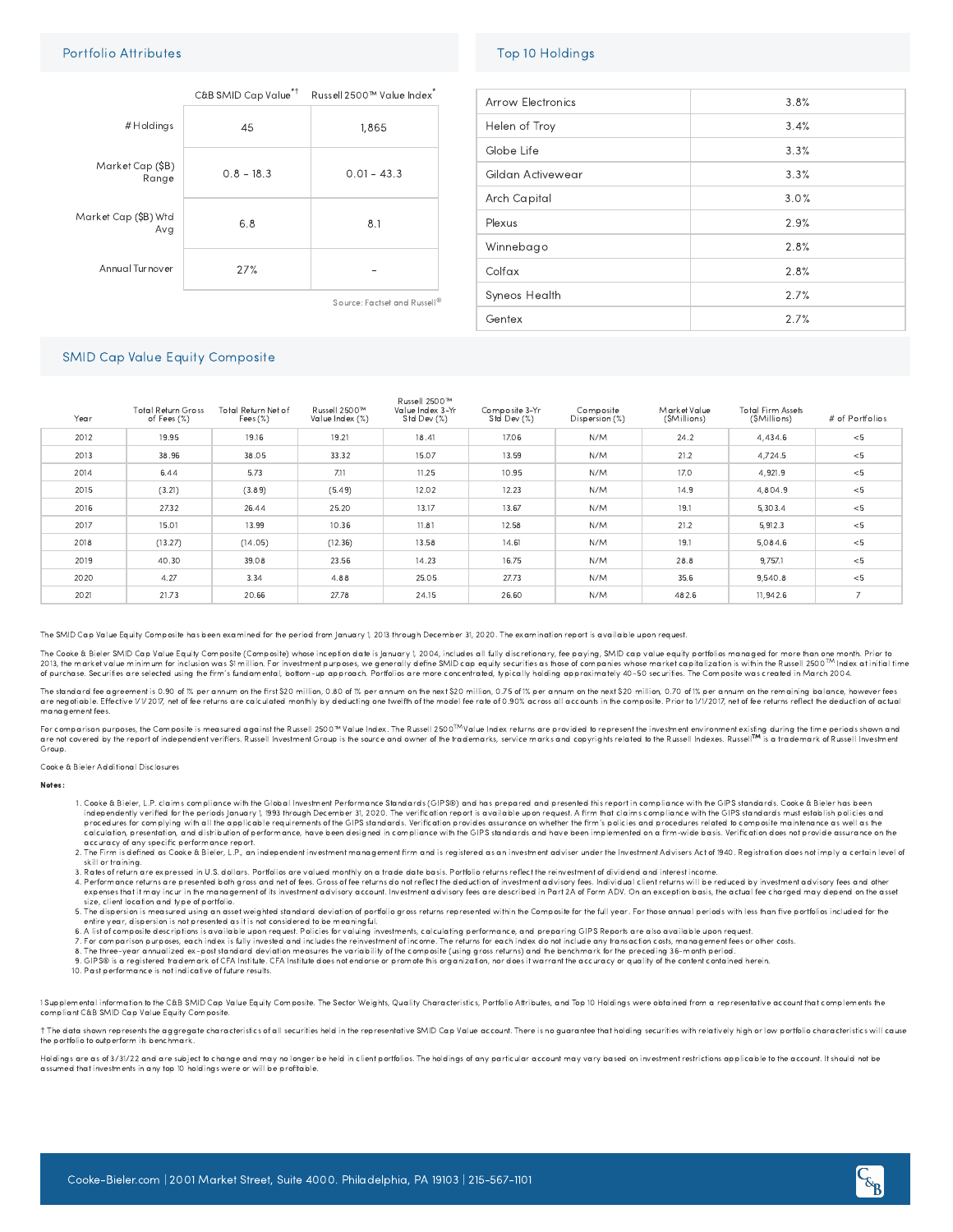## Portfolio Attributes

| | C&B SMID Cap Value*† | Russell 2500™ Value Index* |
|---|---|---|
| # Holdings | 45 | 1,865 |
| Market Cap ($B) Range | 0.8 – 18.3 | 0.01 – 43.3 |
| Market Cap ($B) Wtd Avg | 6.8 | 8.1 |
| Annual Turnover | 27% | – |

Source: Factset and Russell®

## Top 10 Holdings

| | |
|---|---|
| Arrow Electronics | 3.8% |
| Helen of Troy | 3.4% |
| Globe Life | 3.3% |
| Gildan Activewear | 3.3% |
| Arch Capital | 3.0% |
| Plexus | 2.9% |
| Winnebago | 2.8% |
| Colfax | 2.8% |
| Syneos Health | 2.7% |
| Gentex | 2.7% |

## SMID Cap Value Equity Composite

| Year | Total Return Gross of Fees (%) | Total Return Net of Fees (%) | Russell 2500™ Value Index (%) | Russell 2500™ Value Index 3-Yr Std Dev (%) | Composite 3-Yr Std Dev (%) | Composite Dispersion (%) | Market Value ($Millions) | Total Firm Assets ($Millions) | # of Portfolios |
|---|---|---|---|---|---|---|---|---|---|
| 2012 | 19.95 | 19.16 | 19.21 | 18.41 | 17.06 | N/M | 24.2 | 4,434.6 | <5 |
| 2013 | 38.96 | 38.05 | 33.32 | 15.07 | 13.59 | N/M | 21.2 | 4,724.5 | <5 |
| 2014 | 6.44 | 5.73 | 7.11 | 11.25 | 10.95 | N/M | 17.0 | 4,921.9 | <5 |
| 2015 | (3.21) | (3.89) | (5.49) | 12.02 | 12.23 | N/M | 14.9 | 4,804.9 | <5 |
| 2016 | 27.32 | 26.44 | 25.20 | 13.17 | 13.67 | N/M | 19.1 | 5,303.4 | <5 |
| 2017 | 15.01 | 13.99 | 10.36 | 11.81 | 12.58 | N/M | 21.2 | 5,912.3 | <5 |
| 2018 | (13.27) | (14.05) | (12.36) | 13.58 | 14.61 | N/M | 19.1 | 5,084.6 | <5 |
| 2019 | 40.30 | 39.08 | 23.56 | 14.23 | 16.75 | N/M | 28.8 | 9,757.1 | <5 |
| 2020 | 4.27 | 3.34 | 4.88 | 25.05 | 27.73 | N/M | 35.6 | 9,540.8 | <5 |
| 2021 | 21.73 | 20.66 | 27.78 | 24.15 | 26.60 | N/M | 482.6 | 11,942.6 | 7 |

The SMID Cap Value Equity Composite has been examined for the period from January 1, 2013 through December 31, 2020. The examination report is available upon request.

The Cooke & Bieler SMID Cap Value Equity Composite (Composite) whose inception date is January 1, 2004, includes all fully discretionary, fee paying, SMID cap value equity portfolios managed for more than one month. Prior to 2013, the market value minimum for inclusion was $1 million. For investment purposes, we generally define SMID cap equity securities as those of companies whose market capitalization is within the Russell 2500™ Index at initial time of purchase. Securities are selected using the firm's fundamental, bottom-up approach. Portfolios are more concentrated, typically holding approximately 40-50 securities. The Composite was created in March 2004.

The standard fee agreement is 0.90 of 1% per annum on the first $20 million, 0.80 of 1% per annum on the next $20 million, 0.75 of 1% per annum on the next $20 million, 0.70 of 1% per annum on the remaining balance, however fees are negotiable. Effective 1/1/2017, net of fee returns are calculated monthly by deducting one twelfth of the model fee rate of 0.90% across all accounts in the composite. Prior to 1/1/2017, net of fee returns reflect the deduction of actual management fees.

For comparison purposes, the Composite is measured against the Russell 2500™ Value Index. The Russell 2500™ Value Index returns are provided to represent the investment environment existing during the time periods shown and are not covered by the report of independent verifiers. Russell Investment Group is the source and owner of the trademarks, service marks and copyrights related to the Russell Indexes. Russell™ is a trademark of Russell Investment Group.

Cooke & Bieler Additional Disclosures

**Notes:**

1. Cooke & Bieler, L.P. claims compliance with the Global Investment Performance Standards (GIPS®) and has prepared and presented this report in compliance with the GIPS standards. Cooke & Bieler has been independently verified for the periods January 1, 1993 through December 31, 2020. The verification report is available upon request. A firm that claims compliance with the GIPS standards must establish policies and procedures for complying with all the applicable requirements of the GIPS standards. Verification provides assurance on whether the firm's policies and procedures related to composite maintenance as well as the calculation, presentation, and distribution of performance, have been designed in compliance with the GIPS standards and have been implemented on a firm-wide basis. Verification does not provide assurance on the accuracy of any specific performance report.
2. The Firm is defined as Cooke & Bieler, L.P., an independent investment management firm and is registered as an investment adviser under the Investment Advisers Act of 1940. Registration does not imply a certain level of skill or training.
3. Rates of return are expressed in U.S. dollars. Portfolios are valued monthly on a trade date basis. Portfolio returns reflect the reinvestment of dividend and interest income.
4. Performance returns are presented both gross and net of fees. Gross of fee returns do not reflect the deduction of investment advisory fees. Individual client returns will be reduced by investment advisory fees and other expenses that it may incur in the management of its investment advisory account. Investment advisory fees are described in Part 2A of Form ADV. On an exception basis, the actual fee charged may depend on the asset size, client location and type of portfolio.
5. The dispersion is measured using an asset weighted standard deviation of portfolio gross returns represented within the Composite for the full year. For those annual periods with less than five portfolios included for the entire year, dispersion is not presented as it is not considered to be meaningful.
6. A list of composite descriptions is available upon request. Policies for valuing investments, calculating performance, and preparing GIPS Reports are also available upon request.
7. For comparison purposes, each index is fully invested and includes the reinvestment of income. The returns for each index do not include any transaction costs, management fees or other costs.
8. The three-year annualized ex-post standard deviation measures the variability of the composite (using gross returns) and the benchmark for the preceding 36-month period.
9. GIPS® is a registered trademark of CFA Institute. CFA Institute does not endorse or promote this organization, nor does it warrant the accuracy or quality of the content contained herein.
10. Past performance is not indicative of future results.

†Supplemental information to the C&B SMID Cap Value Equity Composite. The Sector Weights, Quality Characteristics, Portfolio Attributes, and Top 10 Holdings were obtained from a representative account that complements the compliant C&B SMID Cap Value Equity Composite.

† The data shown represents the aggregate characteristics of all securities held in the representative SMID Cap Value account. There is no guarantee that holding securities with relatively high or low portfolio characteristics will cause the portfolio to outperform its benchmark.

Holdings are as of 3/31/22 and are subject to change and may no longer be held in client portfolios. The holdings of any particular account may vary based on investment restrictions applicable to the account. It should not be assumed that investments in any top 10 holdings were or will be profitable.

Cooke-Bieler.com | 2001 Market Street, Suite 4000. Philadelphia, PA 19103 | 215-567-1101